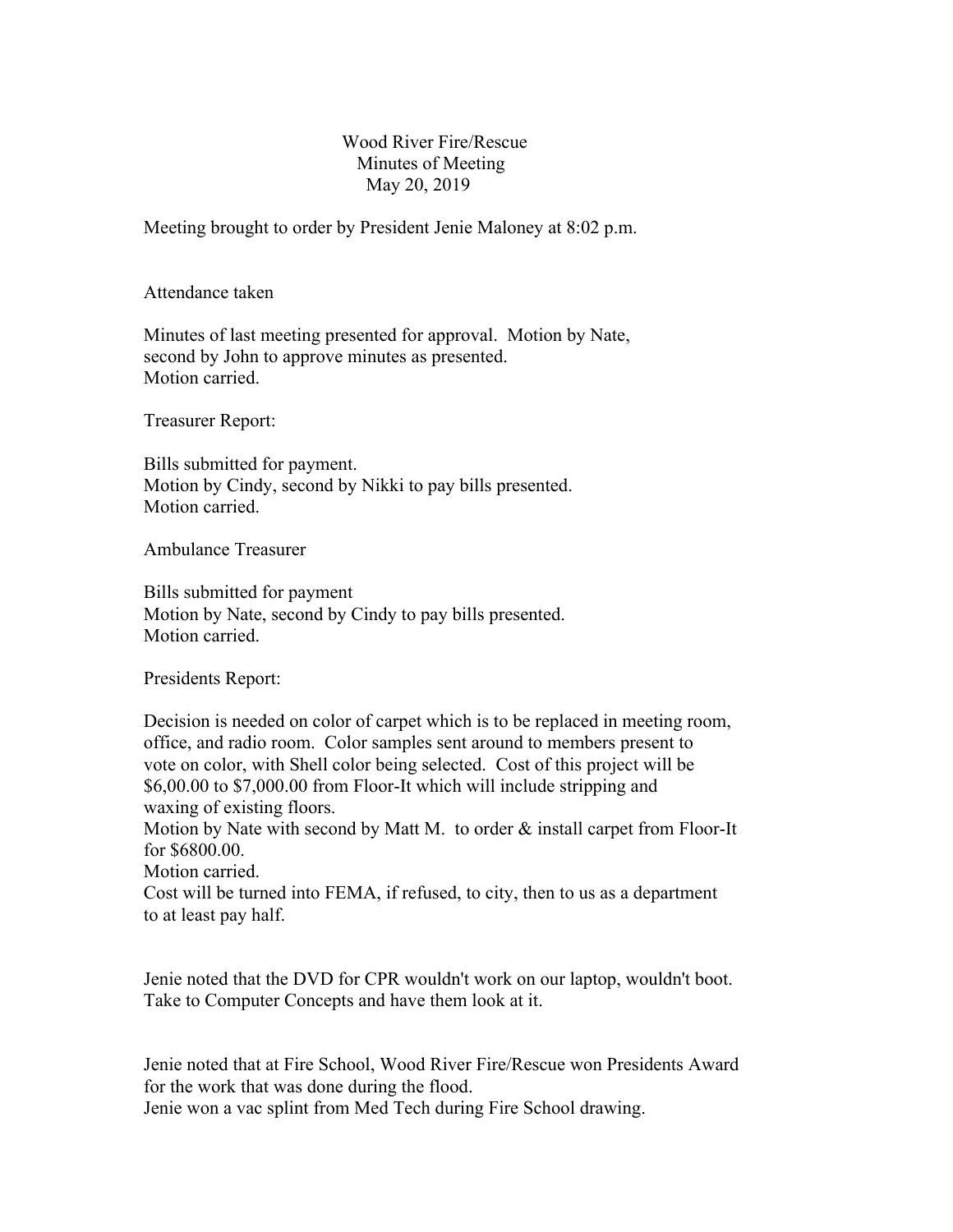Wood River Fire/Rescue
Minutes of Meeting
May 20, 2019

Meeting brought to order by President Jenie Maloney at 8:02 p.m.

Attendance taken

Minutes of last meeting presented for approval. Motion by Nate, second by John to approve minutes as presented.
Motion carried.

Treasurer Report:

Bills submitted for payment.
Motion by Cindy, second by Nikki to pay bills presented.
Motion carried.

Ambulance Treasurer

Bills submitted for payment
Motion by Nate, second by Cindy to pay bills presented.
Motion carried.

Presidents Report:

Decision is needed on color of carpet which is to be replaced in meeting room, office, and radio room. Color samples sent around to members present to vote on color, with Shell color being selected. Cost of this project will be $6,00.00 to $7,000.00 from Floor-It which will include stripping and waxing of existing floors.
Motion by Nate with second by Matt M. to order & install carpet from Floor-It for $6800.00.
Motion carried.
Cost will be turned into FEMA, if refused, to city, then to us as a department to at least pay half.

Jenie noted that the DVD for CPR wouldn't work on our laptop, wouldn't boot. Take to Computer Concepts and have them look at it.

Jenie noted that at Fire School, Wood River Fire/Rescue won Presidents Award for the work that was done during the flood.
Jenie won a vac splint from Med Tech during Fire School drawing.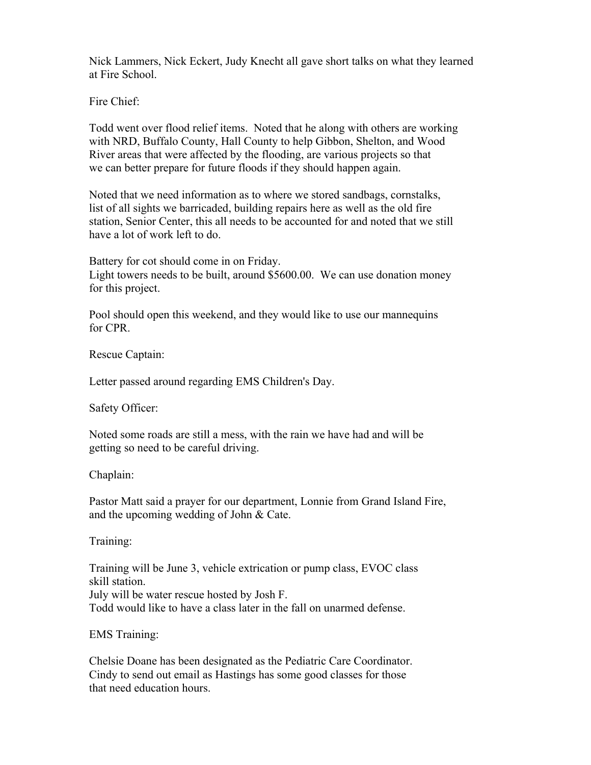Nick Lammers, Nick Eckert, Judy Knecht all gave short talks on what they learned at Fire School.

Fire Chief:

Todd went over flood relief items. Noted that he along with others are working with NRD, Buffalo County, Hall County to help Gibbon, Shelton, and Wood River areas that were affected by the flooding, are various projects so that we can better prepare for future floods if they should happen again.

Noted that we need information as to where we stored sandbags, cornstalks, list of all sights we barricaded, building repairs here as well as the old fire station, Senior Center, this all needs to be accounted for and noted that we still have a lot of work left to do.

Battery for cot should come in on Friday.
Light towers needs to be built, around $5600.00. We can use donation money for this project.

Pool should open this weekend, and they would like to use our mannequins for CPR.

Rescue Captain:

Letter passed around regarding EMS Children's Day.

Safety Officer:

Noted some roads are still a mess, with the rain we have had and will be getting so need to be careful driving.

Chaplain:

Pastor Matt said a prayer for our department, Lonnie from Grand Island Fire, and the upcoming wedding of John & Cate.

Training:

Training will be June 3, vehicle extrication or pump class, EVOC class skill station.
July will be water rescue hosted by Josh F.
Todd would like to have a class later in the fall on unarmed defense.

EMS Training:

Chelsie Doane has been designated as the Pediatric Care Coordinator.
Cindy to send out email as Hastings has some good classes for those that need education hours.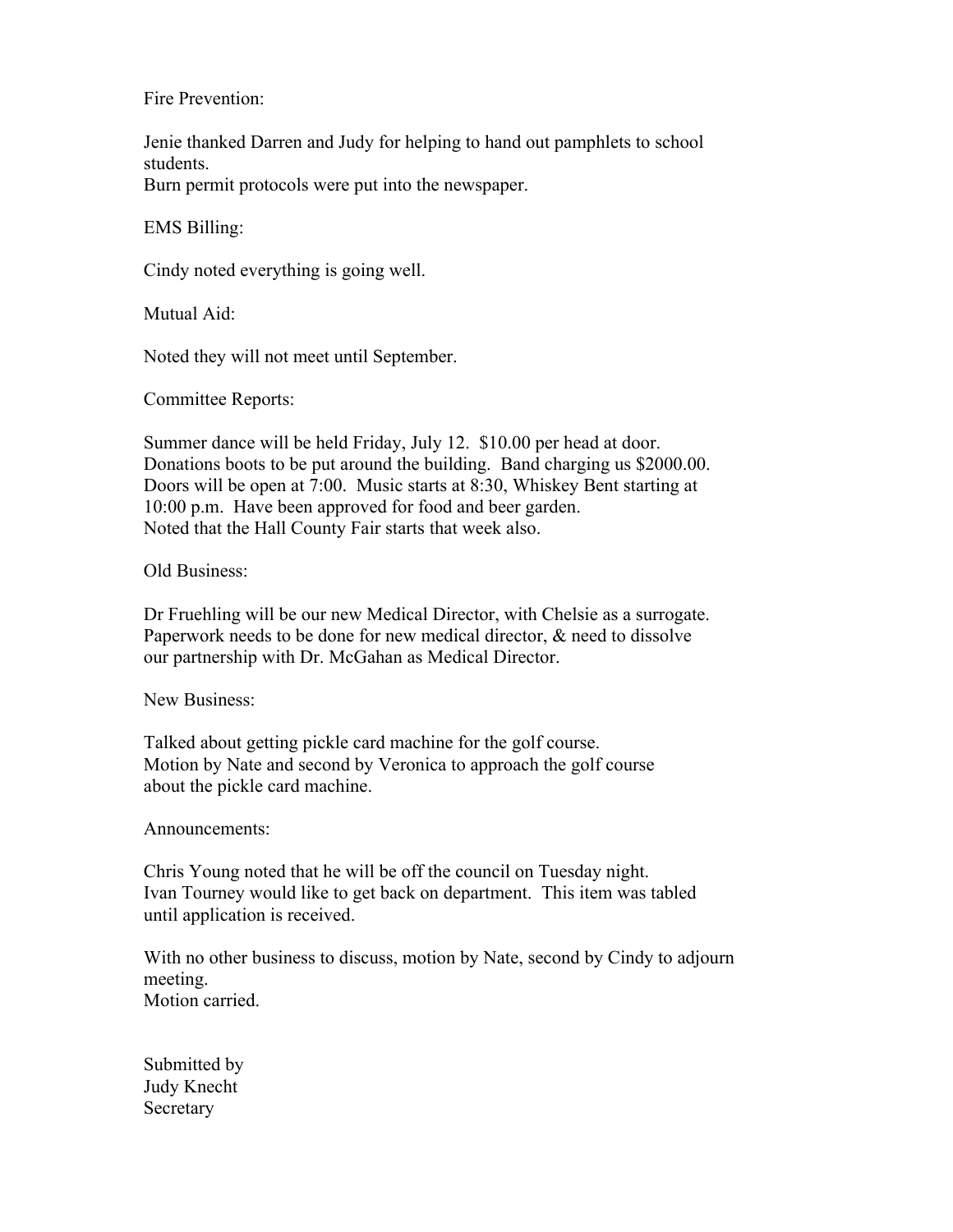Fire Prevention:

Jenie thanked Darren and Judy for helping to hand out pamphlets to school students.
Burn permit protocols were put into the newspaper.

EMS Billing:

Cindy noted everything is going well.

Mutual Aid:

Noted they will not meet until September.

Committee Reports:

Summer dance will be held Friday, July 12. $10.00 per head at door. Donations boots to be put around the building. Band charging us $2000.00. Doors will be open at 7:00. Music starts at 8:30, Whiskey Bent starting at 10:00 p.m. Have been approved for food and beer garden.
Noted that the Hall County Fair starts that week also.

Old Business:

Dr Fruehling will be our new Medical Director, with Chelsie as a surrogate. Paperwork needs to be done for new medical director, & need to dissolve our partnership with Dr. McGahan as Medical Director.

New Business:

Talked about getting pickle card machine for the golf course.
Motion by Nate and second by Veronica to approach the golf course about the pickle card machine.

Announcements:

Chris Young noted that he will be off the council on Tuesday night.
Ivan Tourney would like to get back on department. This item was tabled until application is received.

With no other business to discuss, motion by Nate, second by Cindy to adjourn meeting.
Motion carried.

Submitted by
Judy Knecht
Secretary